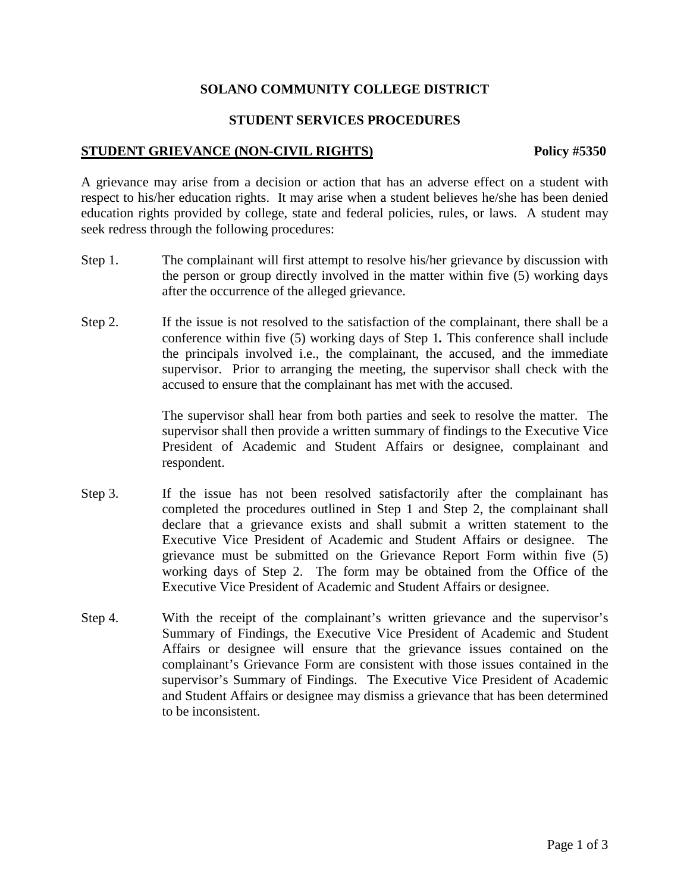# SOLANO COMMUNITY COLLEGE DISTRICT

## STUDENT SERVICES PROCEDURES

### STUDENT GRIEVANCE (NON-CIVIL RIGHTS) Policy #5350

A grievance may arise from a decision or action that has an adverse effect on a student with respect to his/her education rights. It may arise when a student believes he/she has been denied education rights provided by college, state and federal policies, rules, or laws. A student may seek redress through the following procedures:

Step 1. The complainant will first attempt to resolve his/her grievance by discussion with the person or group directly involved in the matter within five (5) working days after the occurrence of the alleged grievance.

Step 2. If the issue is not resolved to the satisfaction of the complainant, there shall be a conference within five (5) working days of Step 1**.** This conference shall include the principals involved i.e., the complainant, the accused, and the immediate supervisor. Prior to arranging the meeting, the supervisor shall check with the accused to ensure that the complainant has met with the accused.

The supervisor shall hear from both parties and seek to resolve the matter. The supervisor shall then provide a written summary of findings to the Executive Vice President of Academic and Student Affairs or designee, complainant and respondent.

Step 3. If the issue has not been resolved satisfactorily after the complainant has completed the procedures outlined in Step 1 and Step 2, the complainant shall declare that a grievance exists and shall submit a written statement to the Executive Vice President of Academic and Student Affairs or designee. The grievance must be submitted on the Grievance Report Form within five (5) working days of Step 2. The form may be obtained from the Office of the Executive Vice President of Academic and Student Affairs or designee.

Step 4. With the receipt of the complainant's written grievance and the supervisor's Summary of Findings, the Executive Vice President of Academic and Student Affairs or designee will ensure that the grievance issues contained on the complainant's Grievance Form are consistent with those issues contained in the supervisor's Summary of Findings. The Executive Vice President of Academic and Student Affairs or designee may dismiss a grievance that has been determined to be inconsistent.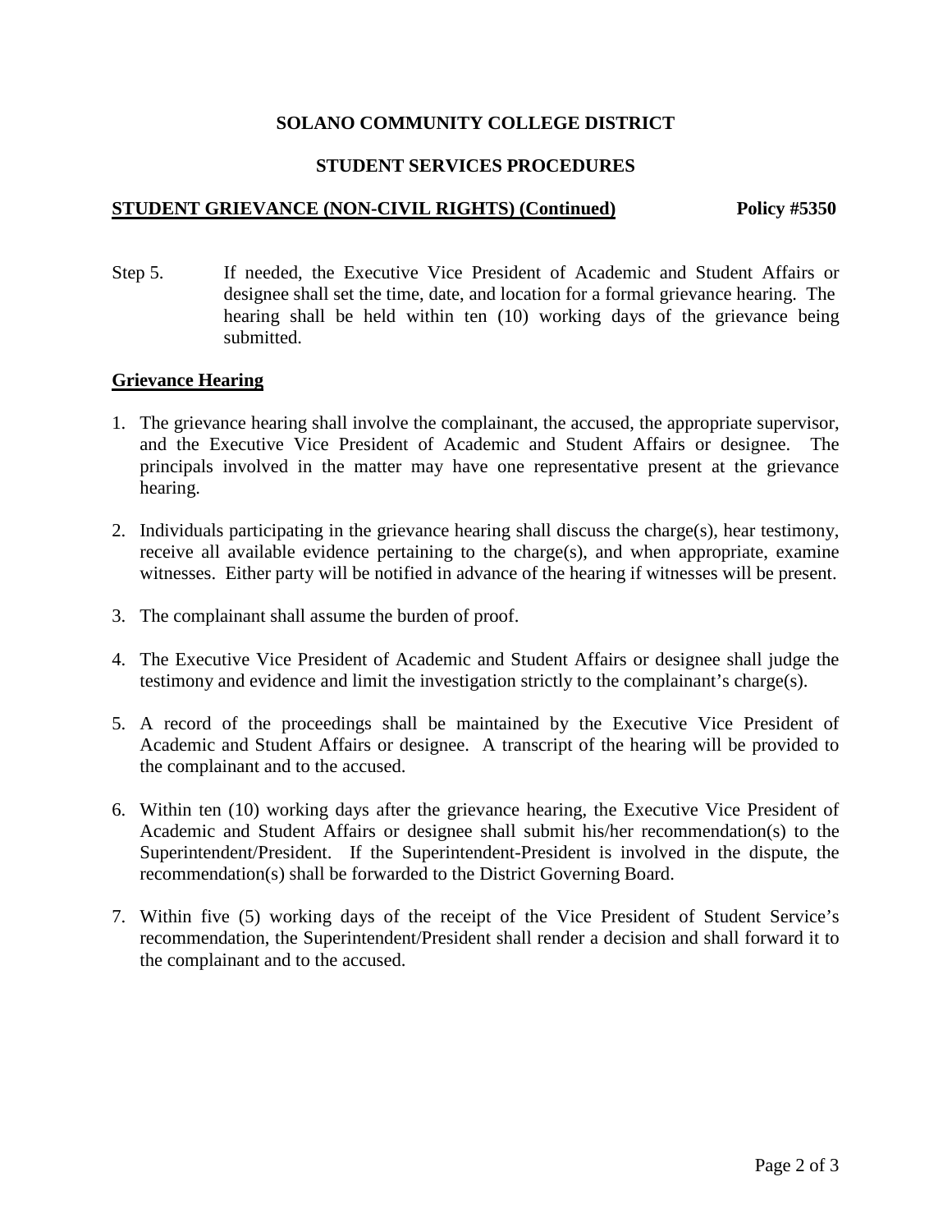**SOLANO COMMUNITY COLLEGE DISTRICT**

**STUDENT SERVICES PROCEDURES**

**STUDENT GRIEVANCE (NON-CIVIL RIGHTS) (Continued)** **Policy #5350**

Step 5. If needed, the Executive Vice President of Academic and Student Affairs or designee shall set the time, date, and location for a formal grievance hearing. The hearing shall be held within ten (10) working days of the grievance being submitted.

**Grievance Hearing**

1. The grievance hearing shall involve the complainant, the accused, the appropriate supervisor, and the Executive Vice President of Academic and Student Affairs or designee. The principals involved in the matter may have one representative present at the grievance hearing.

2. Individuals participating in the grievance hearing shall discuss the charge(s), hear testimony, receive all available evidence pertaining to the charge(s), and when appropriate, examine witnesses. Either party will be notified in advance of the hearing if witnesses will be present.

3. The complainant shall assume the burden of proof.

4. The Executive Vice President of Academic and Student Affairs or designee shall judge the testimony and evidence and limit the investigation strictly to the complainant's charge(s).

5. A record of the proceedings shall be maintained by the Executive Vice President of Academic and Student Affairs or designee. A transcript of the hearing will be provided to the complainant and to the accused.

6. Within ten (10) working days after the grievance hearing, the Executive Vice President of Academic and Student Affairs or designee shall submit his/her recommendation(s) to the Superintendent/President. If the Superintendent-President is involved in the dispute, the recommendation(s) shall be forwarded to the District Governing Board.

7. Within five (5) working days of the receipt of the Vice President of Student Service's recommendation, the Superintendent/President shall render a decision and shall forward it to the complainant and to the accused.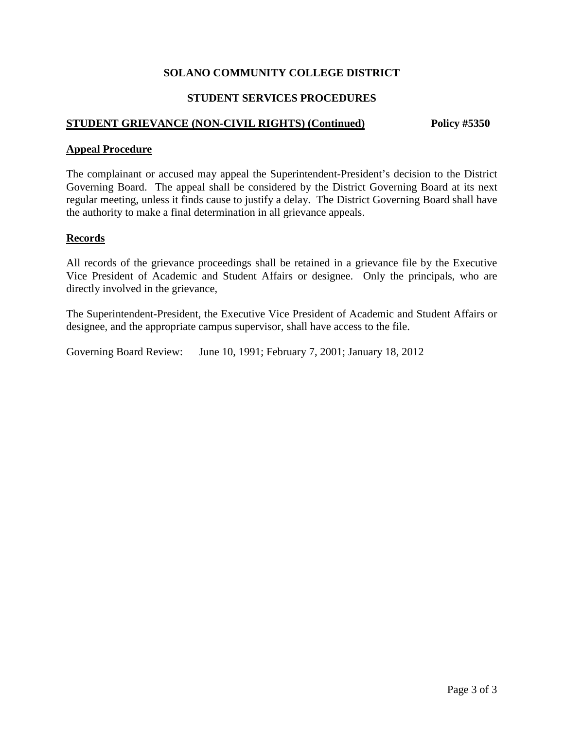**SOLANO COMMUNITY COLLEGE DISTRICT**

**STUDENT SERVICES PROCEDURES**

**STUDENT GRIEVANCE (NON-CIVIL RIGHTS) (Continued)** **Policy #5350**

## Appeal Procedure

The complainant or accused may appeal the Superintendent-President's decision to the District Governing Board. The appeal shall be considered by the District Governing Board at its next regular meeting, unless it finds cause to justify a delay. The District Governing Board shall have the authority to make a final determination in all grievance appeals.

## Records

All records of the grievance proceedings shall be retained in a grievance file by the Executive Vice President of Academic and Student Affairs or designee. Only the principals, who are directly involved in the grievance,

The Superintendent-President, the Executive Vice President of Academic and Student Affairs or designee, and the appropriate campus supervisor, shall have access to the file.

Governing Board Review: June 10, 1991; February 7, 2001; January 18, 2012